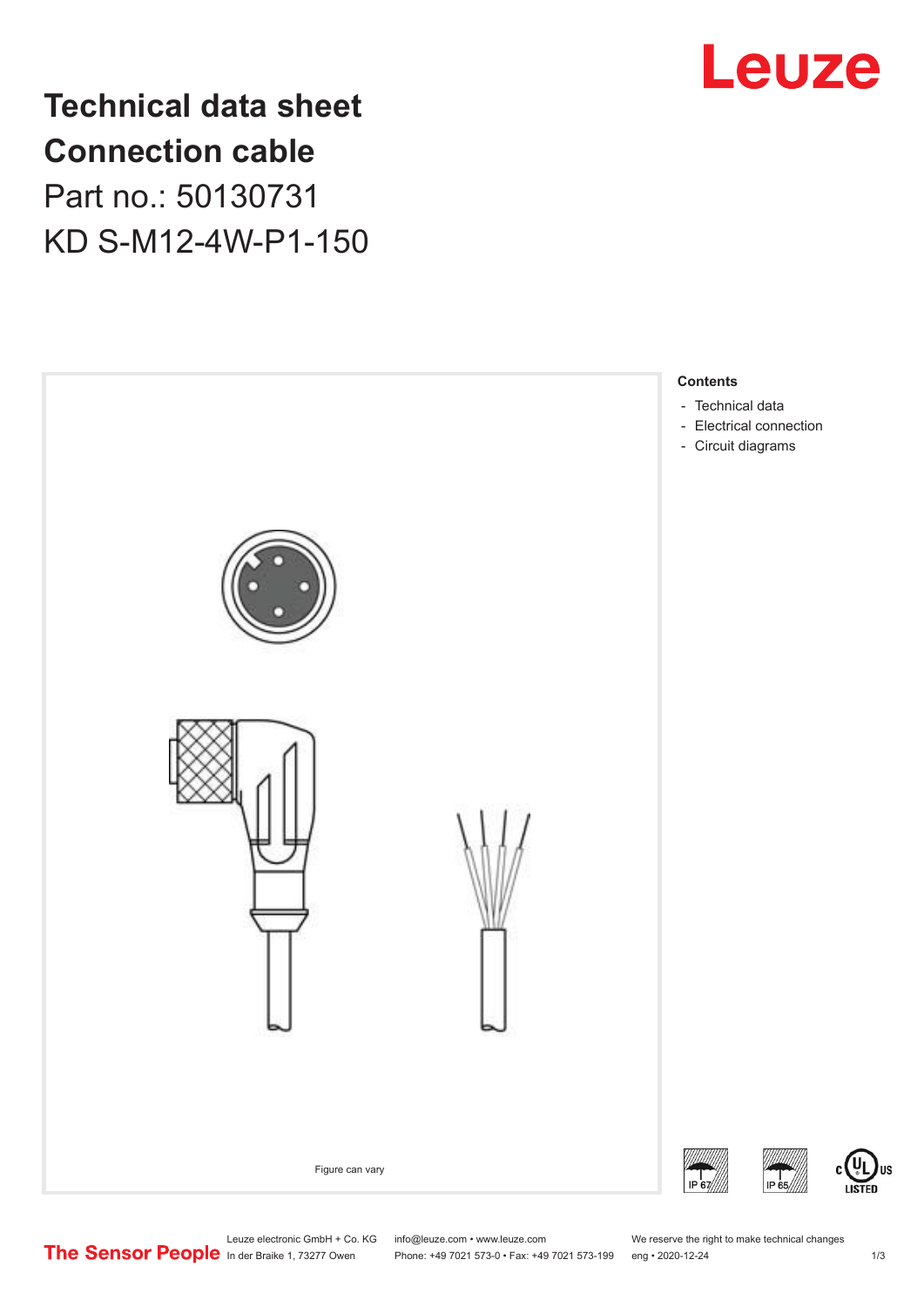# Technical data sheet
# Connection cable
## Part no.: 50130731
## KD S-M12-4W-P1-150

Figure can vary

**Contents**

- Technical data
- Electrical connection
- Circuit diagrams

IP 67 IP 65 c UL us LISTED

Leuze electronic GmbH + Co. KG
In der Braike 1, 73277 Owen

info@leuze.com • www.leuze.com
Phone: +49 7021 573-0 • Fax: +49 7021 573-199

We reserve the right to make technical changes
eng • 2020-12-24

The Sensor People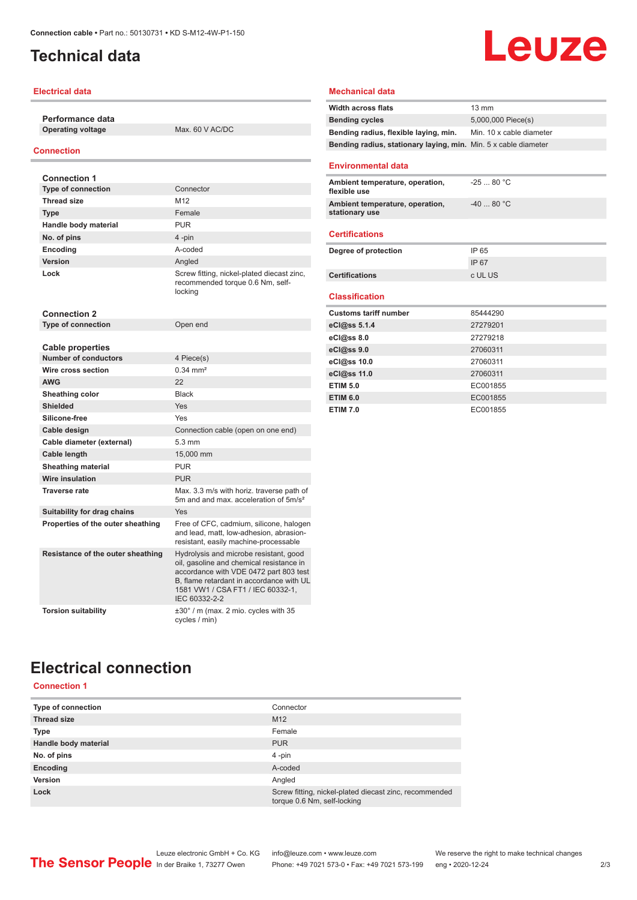# Technical data

## Electrical data

| Performance data | |
|---|---|
| Operating voltage | Max. 60 V AC/DC |

## Connection

| Connection 1 | |
|---|---|
| Type of connection | Connector |
| Thread size | M12 |
| Type | Female |
| Handle body material | PUR |
| No. of pins | 4 -pin |
| Encoding | A-coded |
| Version | Angled |
| Lock | Screw fitting, nickel-plated diecast zinc, recommended torque 0.6 Nm, self-locking |

| Connection 2 | |
|---|---|
| Type of connection | Open end |

| Cable properties | |
|---|---|
| Number of conductors | 4 Piece(s) |
| Wire cross section | 0.34 mm² |
| AWG | 22 |
| Sheathing color | Black |
| Shielded | Yes |
| Silicone-free | Yes |
| Cable design | Connection cable (open on one end) |
| Cable diameter (external) | 5.3 mm |
| Cable length | 15,000 mm |
| Sheathing material | PUR |
| Wire insulation | PUR |
| Traverse rate | Max. 3.3 m/s with horiz. traverse path of 5m and and max. acceleration of 5m/s² |
| Suitability for drag chains | Yes |
| Properties of the outer sheathing | Free of CFC, cadmium, silicone, halogen and lead, matt, low-adhesion, abrasion-resistant, easily machine-processable |
| Resistance of the outer sheathing | Hydrolysis and microbe resistant, good oil, gasoline and chemical resistance in accordance with VDE 0472 part 803 test B, flame retardant in accordance with UL 1581 VW1 / CSA FT1 / IEC 60332-1, IEC 60332-2-2 |
| Torsion suitability | ±30° / m (max. 2 mio. cycles with 35 cycles / min) |

## Mechanical data

| | |
|---|---|
| Width across flats | 13 mm |
| Bending cycles | 5,000,000 Piece(s) |
| Bending radius, flexible laying, min. | Min. 10 x cable diameter |
| Bending radius, stationary laying, min. | Min. 5 x cable diameter |

## Environmental data

| | |
|---|---|
| Ambient temperature, operation, flexible use | -25 ... 80 °C |
| Ambient temperature, operation, stationary use | -40 ... 80 °C |

## Certifications

| | |
|---|---|
| Degree of protection | IP 65 |
| | IP 67 |
| Certifications | c UL US |

## Classification

| | |
|---|---|
| Customs tariff number | 85444290 |
| eCl@ss 5.1.4 | 27279201 |
| eCl@ss 8.0 | 27279218 |
| eCl@ss 9.0 | 27060311 |
| eCl@ss 10.0 | 27060311 |
| eCl@ss 11.0 | 27060311 |
| ETIM 5.0 | EC001855 |
| ETIM 6.0 | EC001855 |
| ETIM 7.0 | EC001855 |

# Electrical connection

## Connection 1

| | |
|---|---|
| Type of connection | Connector |
| Thread size | M12 |
| Type | Female |
| Handle body material | PUR |
| No. of pins | 4 -pin |
| Encoding | A-coded |
| Version | Angled |
| Lock | Screw fitting, nickel-plated diecast zinc, recommended torque 0.6 Nm, self-locking |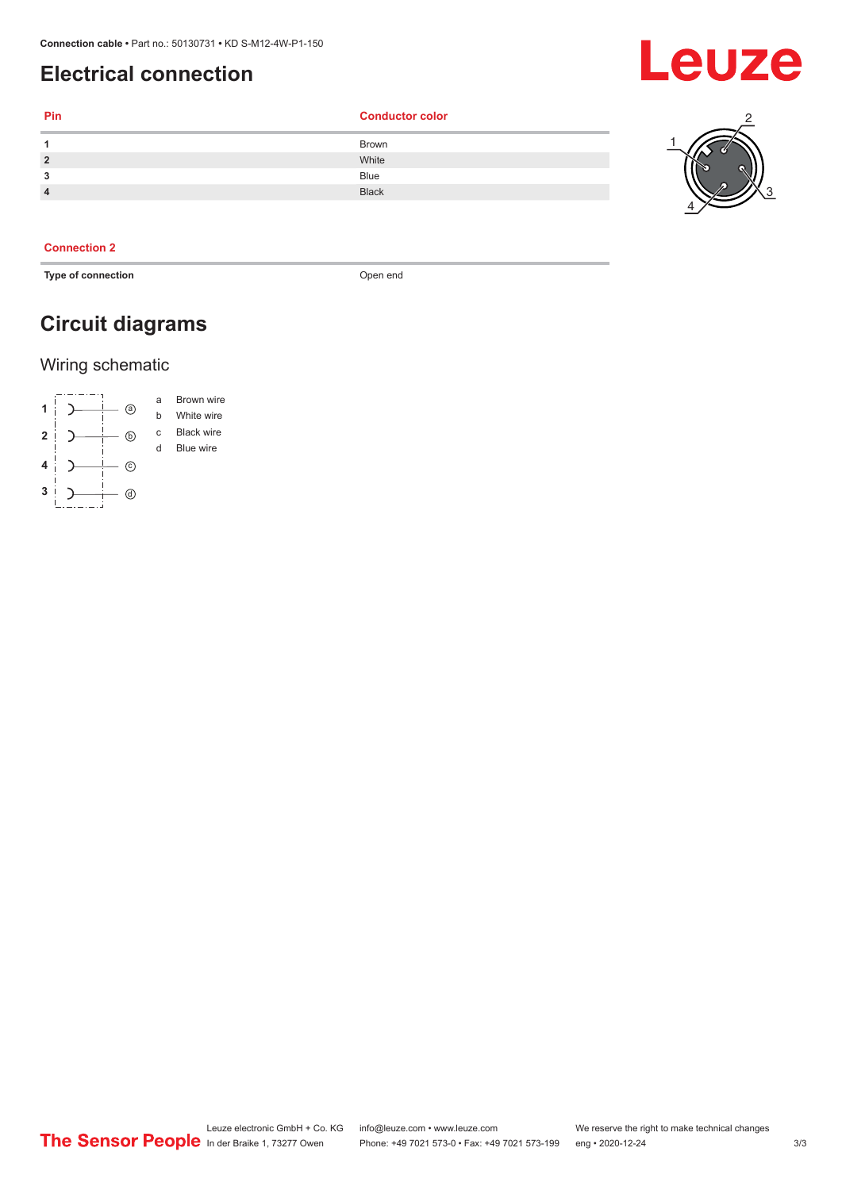## Electrical connection

| Pin | Conductor color |
|---|---|
| 1 | Brown |
| 2 | White |
| 3 | Blue |
| 4 | Black |

1
2
3
4

**Connection 2**

| | |
|---|---|
| **Type of connection** | Open end |

## Circuit diagrams

### Wiring schematic

1
2
4
3
a
b
c
d

| | |
|---|---|
| a | Brown wire |
| b | White wire |
| c | Black wire |
| d | Blue wire |

The Sensor People

Leuze electronic GmbH + Co. KG
In der Braike 1, 73277 Owen

info@leuze.com • www.leuze.com
Phone: +49 7021 573-0 • Fax: +49 7021 573-199

We reserve the right to make technical changes
eng • 2020-12-24